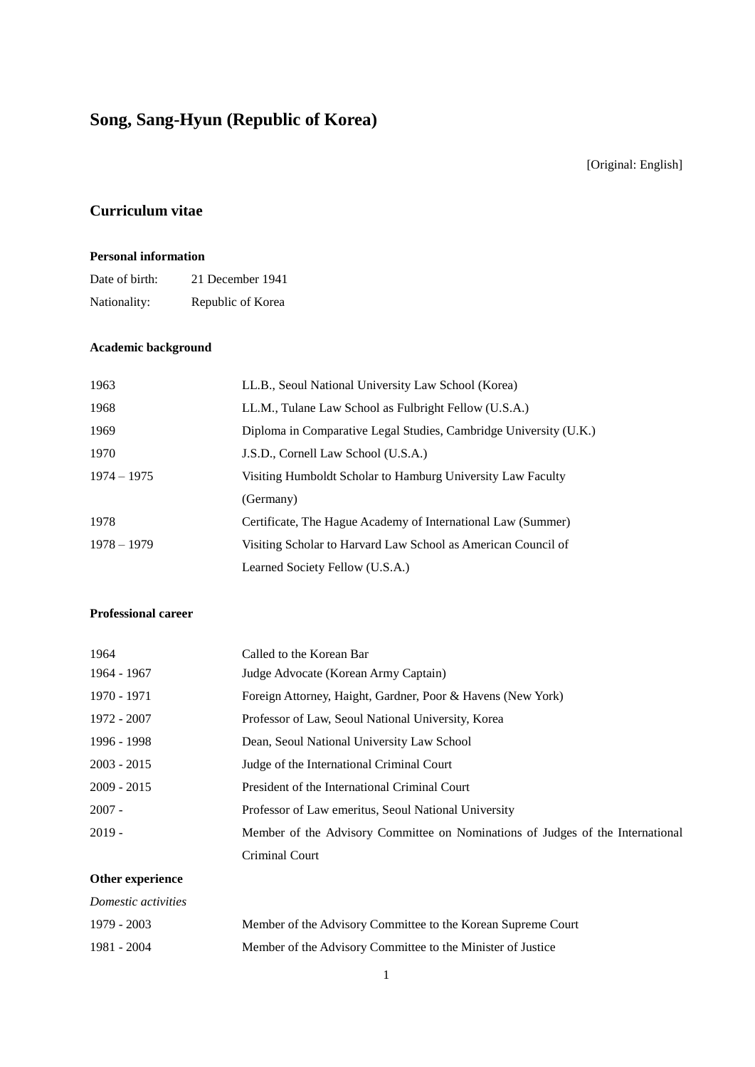# Song, Sang-Hyun (Republic of Korea)

[Original: English]

## Curriculum vitae

### Personal information

| | |
|---|---|
| Date of birth: | 21 December 1941 |
| Nationality: | Republic of Korea |

### Academic background

| | |
|---|---|
| 1963 | LL.B., Seoul National University Law School (Korea) |
| 1968 | LL.M., Tulane Law School as Fulbright Fellow (U.S.A.) |
| 1969 | Diploma in Comparative Legal Studies, Cambridge University (U.K.) |
| 1970 | J.S.D., Cornell Law School (U.S.A.) |
| 1974 – 1975 | Visiting Humboldt Scholar to Hamburg University Law Faculty (Germany) |
| 1978 | Certificate, The Hague Academy of International Law (Summer) |
| 1978 – 1979 | Visiting Scholar to Harvard Law School as American Council of Learned Society Fellow (U.S.A.) |

### Professional career

| | |
|---|---|
| 1964 | Called to the Korean Bar |
| 1964 - 1967 | Judge Advocate (Korean Army Captain) |
| 1970 - 1971 | Foreign Attorney, Haight, Gardner, Poor & Havens (New York) |
| 1972 - 2007 | Professor of Law, Seoul National University, Korea |
| 1996 - 1998 | Dean, Seoul National University Law School |
| 2003 - 2015 | Judge of the International Criminal Court |
| 2009 - 2015 | President of the International Criminal Court |
| 2007 - | Professor of Law emeritus, Seoul National University |
| 2019 - | Member of the Advisory Committee on Nominations of Judges of the International Criminal Court |

### Other experience

*Domestic activities*

| | |
|---|---|
| 1979 - 2003 | Member of the Advisory Committee to the Korean Supreme Court |
| 1981 - 2004 | Member of the Advisory Committee to the Minister of Justice |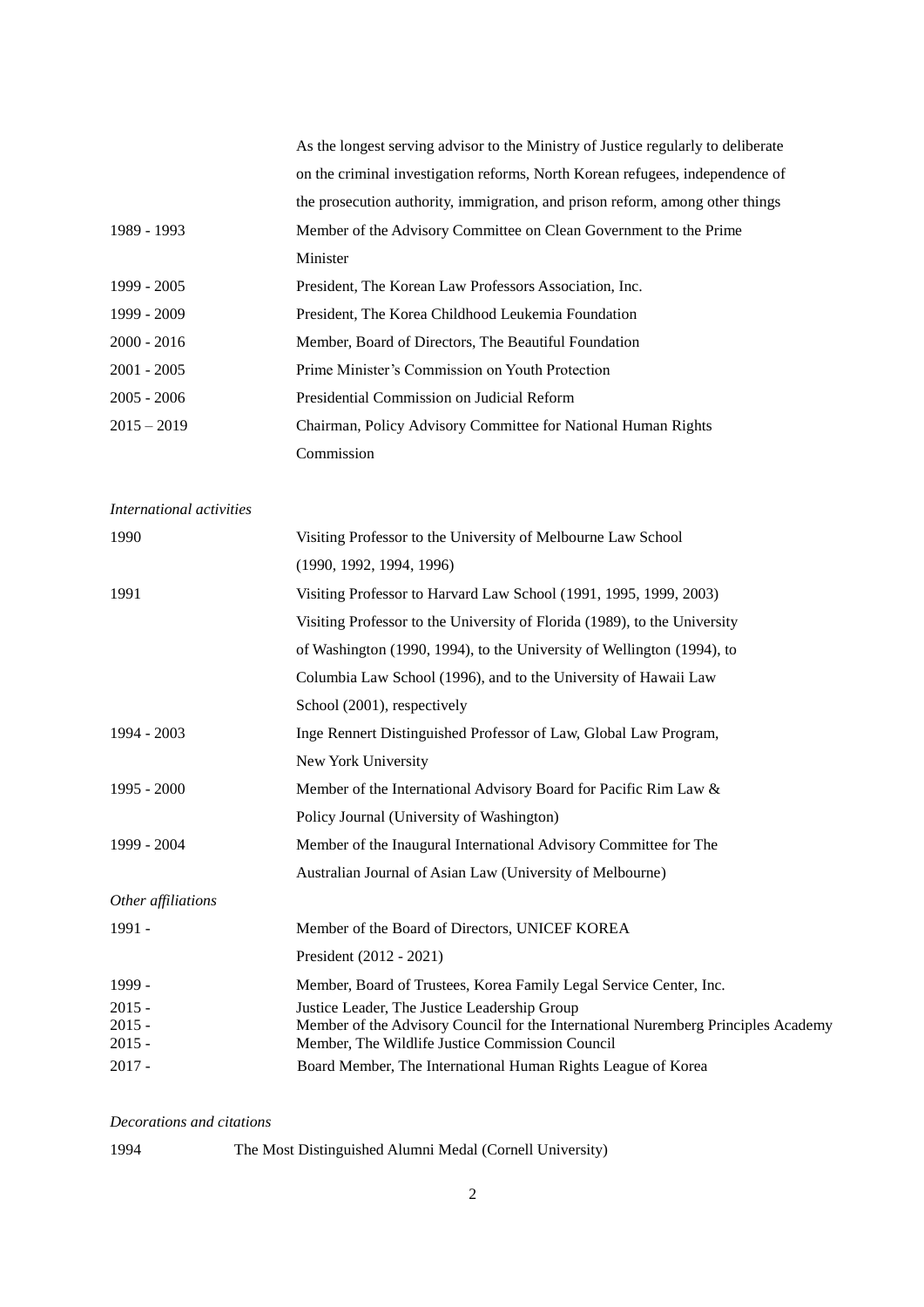| | |
|---|---|
| | As the longest serving advisor to the Ministry of Justice regularly to deliberate on the criminal investigation reforms, North Korean refugees, independence of the prosecution authority, immigration, and prison reform, among other things |
| 1989 - 1993 | Member of the Advisory Committee on Clean Government to the Prime Minister |
| 1999 - 2005 | President, The Korean Law Professors Association, Inc. |
| 1999 - 2009 | President, The Korea Childhood Leukemia Foundation |
| 2000 - 2016 | Member, Board of Directors, The Beautiful Foundation |
| 2001 - 2005 | Prime Minister's Commission on Youth Protection |
| 2005 - 2006 | Presidential Commission on Judicial Reform |
| 2015 – 2019 | Chairman, Policy Advisory Committee for National Human Rights Commission |

*International activities*

| | |
|---|---|
| 1990 | Visiting Professor to the University of Melbourne Law School (1990, 1992, 1994, 1996) |
| 1991 | Visiting Professor to Harvard Law School (1991, 1995, 1999, 2003) |
| | Visiting Professor to the University of Florida (1989), to the University of Washington (1990, 1994), to the University of Wellington (1994), to Columbia Law School (1996), and to the University of Hawaii Law School (2001), respectively |
| 1994 - 2003 | Inge Rennert Distinguished Professor of Law, Global Law Program, New York University |
| 1995 - 2000 | Member of the International Advisory Board for Pacific Rim Law & Policy Journal (University of Washington) |
| 1999 - 2004 | Member of the Inaugural International Advisory Committee for The Australian Journal of Asian Law (University of Melbourne) |

*Other affiliations*

| | |
|---|---|
| 1991 - | Member of the Board of Directors, UNICEF KOREA |
| | President (2012 - 2021) |
| 1999 - | Member, Board of Trustees, Korea Family Legal Service Center, Inc. |
| 2015 - | Justice Leader, The Justice Leadership Group |
| 2015 - | Member of the Advisory Council for the International Nuremberg Principles Academy |
| 2015 - | Member, The Wildlife Justice Commission Council |
| 2017 - | Board Member, The International Human Rights League of Korea |

*Decorations and citations*

| | |
|---|---|
| 1994 | The Most Distinguished Alumni Medal (Cornell University) |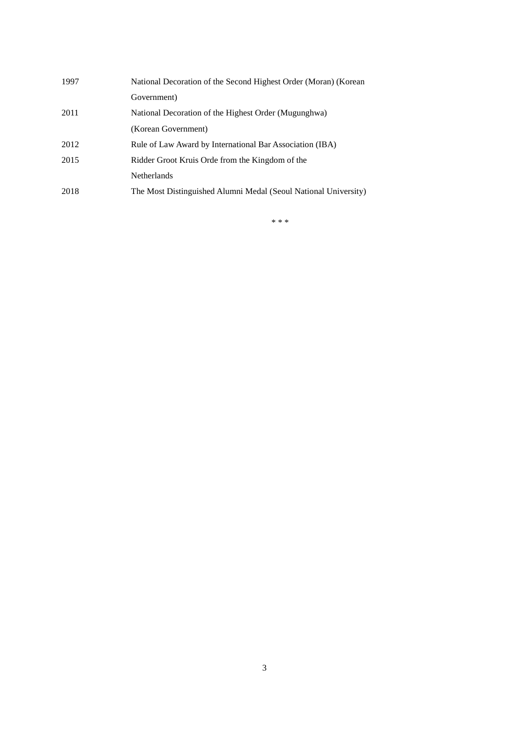| | |
|---|---|
| 1997 | National Decoration of the Second Highest Order (Moran) (Korean Government) |
| 2011 | National Decoration of the Highest Order (Mugunghwa) (Korean Government) |
| 2012 | Rule of Law Award by International Bar Association (IBA) |
| 2015 | Ridder Groot Kruis Orde from the Kingdom of the Netherlands |
| 2018 | The Most Distinguished Alumni Medal (Seoul National University) |

* * *